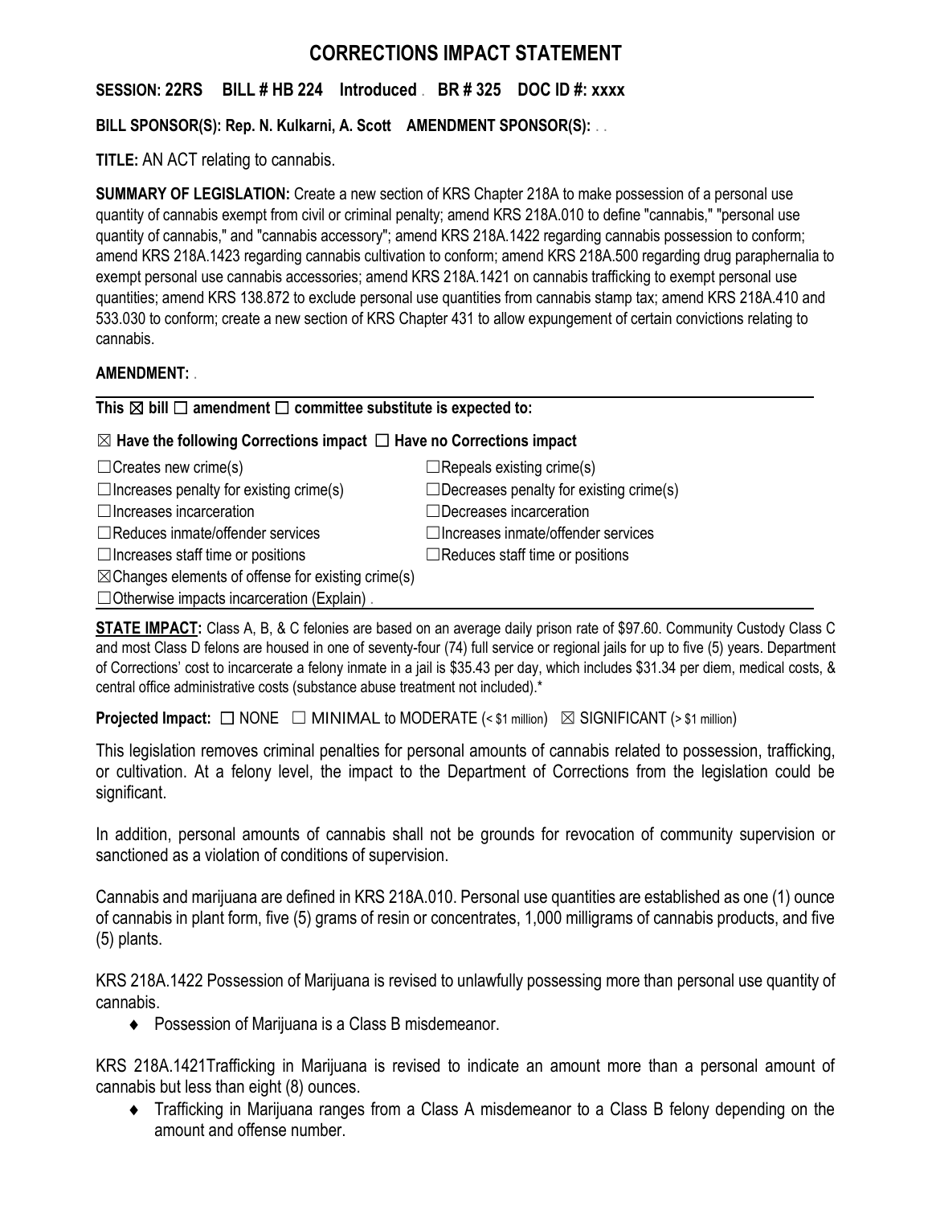# CORRECTIONS IMPACT STATEMENT

**SESSION: 22RS BILL # HB 224 Introduced . BR # 325 DOC ID #: xxxx**

**BILL SPONSOR(S): Rep. N. Kulkarni, A. Scott AMENDMENT SPONSOR(S):** . .

**TITLE:** AN ACT relating to cannabis.

**SUMMARY OF LEGISLATION:** Create a new section of KRS Chapter 218A to make possession of a personal use quantity of cannabis exempt from civil or criminal penalty; amend KRS 218A.010 to define "cannabis," "personal use quantity of cannabis," and "cannabis accessory"; amend KRS 218A.1422 regarding cannabis possession to conform; amend KRS 218A.1423 regarding cannabis cultivation to conform; amend KRS 218A.500 regarding drug paraphernalia to exempt personal use cannabis accessories; amend KRS 218A.1421 on cannabis trafficking to exempt personal use quantities; amend KRS 138.872 to exclude personal use quantities from cannabis stamp tax; amend KRS 218A.410 and 533.030 to conform; create a new section of KRS Chapter 431 to allow expungement of certain convictions relating to cannabis.

**AMENDMENT:** .

**This ☒ bill ☐ amendment ☐ committee substitute is expected to:**

**☒ Have the following Corrections impact ☐ Have no Corrections impact**

| | |
|---|---|
| ☐Creates new crime(s) | ☐Repeals existing crime(s) |
| ☐Increases penalty for existing crime(s) | ☐Decreases penalty for existing crime(s) |
| ☐Increases incarceration | ☐Decreases incarceration |
| ☐Reduces inmate/offender services | ☐Increases inmate/offender services |
| ☐Increases staff time or positions | ☐Reduces staff time or positions |
| ☒Changes elements of offense for existing crime(s) | |
| ☐Otherwise impacts incarceration (Explain) . | |

**STATE IMPACT:** Class A, B, & C felonies are based on an average daily prison rate of $97.60. Community Custody Class C and most Class D felons are housed in one of seventy-four (74) full service or regional jails for up to five (5) years. Department of Corrections' cost to incarcerate a felony inmate in a jail is $35.43 per day, which includes $31.34 per diem, medical costs, & central office administrative costs (substance abuse treatment not included).*

**Projected Impact:** ☐ NONE ☐ MINIMAL to MODERATE (< $1 million) ☒ SIGNIFICANT (> $1 million)

This legislation removes criminal penalties for personal amounts of cannabis related to possession, trafficking, or cultivation. At a felony level, the impact to the Department of Corrections from the legislation could be significant.

In addition, personal amounts of cannabis shall not be grounds for revocation of community supervision or sanctioned as a violation of conditions of supervision.

Cannabis and marijuana are defined in KRS 218A.010. Personal use quantities are established as one (1) ounce of cannabis in plant form, five (5) grams of resin or concentrates, 1,000 milligrams of cannabis products, and five (5) plants.

KRS 218A.1422 Possession of Marijuana is revised to unlawfully possessing more than personal use quantity of cannabis.

- Possession of Marijuana is a Class B misdemeanor.

KRS 218A.1421Trafficking in Marijuana is revised to indicate an amount more than a personal amount of cannabis but less than eight (8) ounces.

- Trafficking in Marijuana ranges from a Class A misdemeanor to a Class B felony depending on the amount and offense number.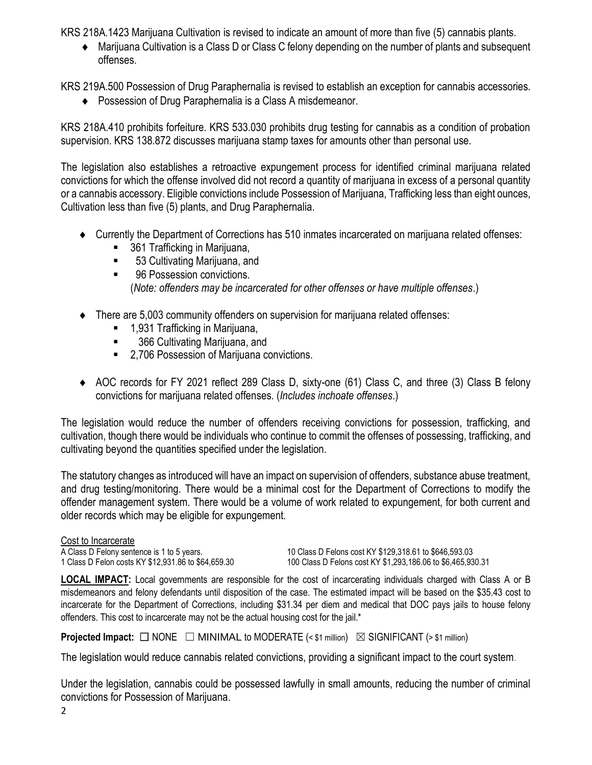KRS 218A.1423 Marijuana Cultivation is revised to indicate an amount of more than five (5) cannabis plants.

- Marijuana Cultivation is a Class D or Class C felony depending on the number of plants and subsequent offenses.

KRS 219A.500 Possession of Drug Paraphernalia is revised to establish an exception for cannabis accessories.

- Possession of Drug Paraphernalia is a Class A misdemeanor.

KRS 218A.410 prohibits forfeiture. KRS 533.030 prohibits drug testing for cannabis as a condition of probation supervision. KRS 138.872 discusses marijuana stamp taxes for amounts other than personal use.

The legislation also establishes a retroactive expungement process for identified criminal marijuana related convictions for which the offense involved did not record a quantity of marijuana in excess of a personal quantity or a cannabis accessory. Eligible convictions include Possession of Marijuana, Trafficking less than eight ounces, Cultivation less than five (5) plants, and Drug Paraphernalia.

- Currently the Department of Corrections has 510 inmates incarcerated on marijuana related offenses:
  - 361 Trafficking in Marijuana,
  - 53 Cultivating Marijuana, and
  - 96 Possession convictions.

  (*Note: offenders may be incarcerated for other offenses or have multiple offenses*.)
- There are 5,003 community offenders on supervision for marijuana related offenses:
  - 1,931 Trafficking in Marijuana,
  - 366 Cultivating Marijuana, and
  - 2,706 Possession of Marijuana convictions.
- AOC records for FY 2021 reflect 289 Class D, sixty-one (61) Class C, and three (3) Class B felony convictions for marijuana related offenses. (*Includes inchoate offenses*.)

The legislation would reduce the number of offenders receiving convictions for possession, trafficking, and cultivation, though there would be individuals who continue to commit the offenses of possessing, trafficking, and cultivating beyond the quantities specified under the legislation.

The statutory changes as introduced will have an impact on supervision of offenders, substance abuse treatment, and drug testing/monitoring. There would be a minimal cost for the Department of Corrections to modify the offender management system. There would be a volume of work related to expungement, for both current and older records which may be eligible for expungement.

Cost to Incarcerate

A Class D Felony sentence is 1 to 5 years.
1 Class D Felon costs KY \$12,931.86 to \$64,659.30
10 Class D Felons cost KY \$129,318.61 to \$646,593.03
100 Class D Felons cost KY \$1,293,186.06 to \$6,465,930.31

**LOCAL IMPACT:** Local governments are responsible for the cost of incarcerating individuals charged with Class A or B misdemeanors and felony defendants until disposition of the case. The estimated impact will be based on the \$35.43 cost to incarcerate for the Department of Corrections, including \$31.34 per diem and medical that DOC pays jails to house felony offenders. This cost to incarcerate may not be the actual housing cost for the jail.*

**Projected Impact:** ☐ NONE ☐ MINIMAL to MODERATE (< \$1 million) ☒ SIGNIFICANT (> \$1 million)

The legislation would reduce cannabis related convictions, providing a significant impact to the court system.

Under the legislation, cannabis could be possessed lawfully in small amounts, reducing the number of criminal convictions for Possession of Marijuana.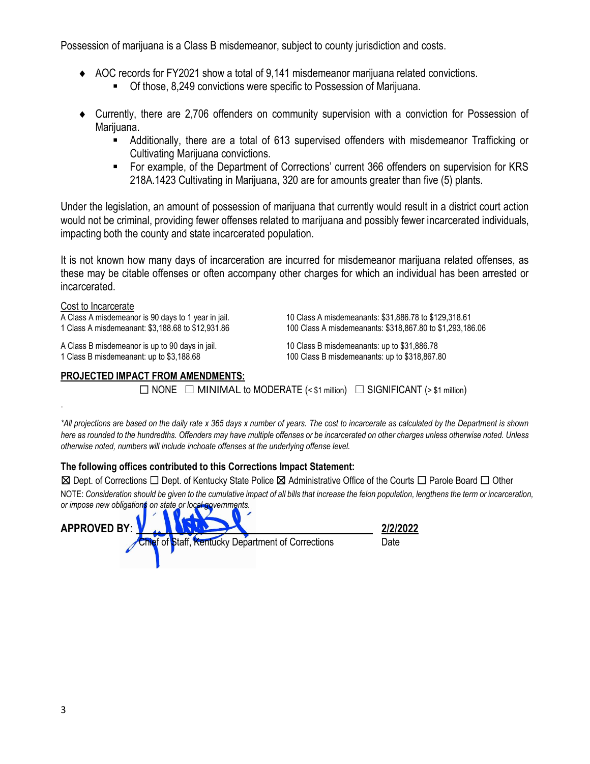Possession of marijuana is a Class B misdemeanor, subject to county jurisdiction and costs.

- AOC records for FY2021 show a total of 9,141 misdemeanor marijuana related convictions.
  - Of those, 8,249 convictions were specific to Possession of Marijuana.

- Currently, there are 2,706 offenders on community supervision with a conviction for Possession of Marijuana.
  - Additionally, there are a total of 613 supervised offenders with misdemeanor Trafficking or Cultivating Marijuana convictions.
  - For example, of the Department of Corrections' current 366 offenders on supervision for KRS 218A.1423 Cultivating in Marijuana, 320 are for amounts greater than five (5) plants.

Under the legislation, an amount of possession of marijuana that currently would result in a district court action would not be criminal, providing fewer offenses related to marijuana and possibly fewer incarcerated individuals, impacting both the county and state incarcerated population.

It is not known how many days of incarceration are incurred for misdemeanor marijuana related offenses, as these may be citable offenses or often accompany other charges for which an individual has been arrested or incarcerated.

Cost to Incarcerate

| | |
|---|---|
| A Class A misdemeanor is 90 days to 1 year in jail. | 10 Class A misdemeanants: $31,886.78 to $129,318.61 |
| 1 Class A misdemeanant: $3,188.68 to $12,931.86 | 100 Class A misdemeanants: $318,867.80 to $1,293,186.06 |
| A Class B misdemeanor is up to 90 days in jail. | 10 Class B misdemeanants: up to $31,886.78 |
| 1 Class B misdemeanant: up to $3,188.68 | 100 Class B misdemeanants: up to $318,867.80 |

**PROJECTED IMPACT FROM AMENDMENTS:**

☐ NONE ☐ MINIMAL to MODERATE (< $1 million) ☐ SIGNIFICANT (> $1 million)

*\*All projections are based on the daily rate x 365 days x number of years. The cost to incarcerate as calculated by the Department is shown here as rounded to the hundredths. Offenders may have multiple offenses or be incarcerated on other charges unless otherwise noted. Unless otherwise noted, numbers will include inchoate offenses at the underlying offense level.*

**The following offices contributed to this Corrections Impact Statement:**

☒ Dept. of Corrections ☐ Dept. of Kentucky State Police ☒ Administrative Office of the Courts ☐ Parole Board ☐ Other

NOTE: *Consideration should be given to the cumulative impact of all bills that increase the felon population, lengthens the term or incarceration, or impose new obligations on state or local governments.*

**APPROVED BY**: ______________________________ **2/2/2022**

Chief of Staff, Kentucky Department of Corrections  Date